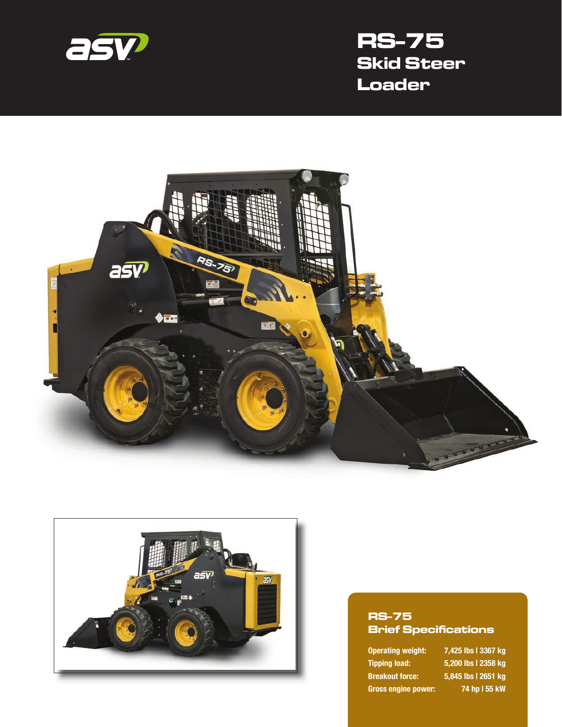# RS-75 Skid Steer Loader

## RS-75 Brief Specifications

| | |
|---|---|
| Operating weight: | 7,425 lbs I 3367 kg |
| Tipping load: | 5,200 lbs I 2358 kg |
| Breakout force: | 5,845 lbs I 2651 kg |
| Gross engine power: | 74 hp I 55 kW |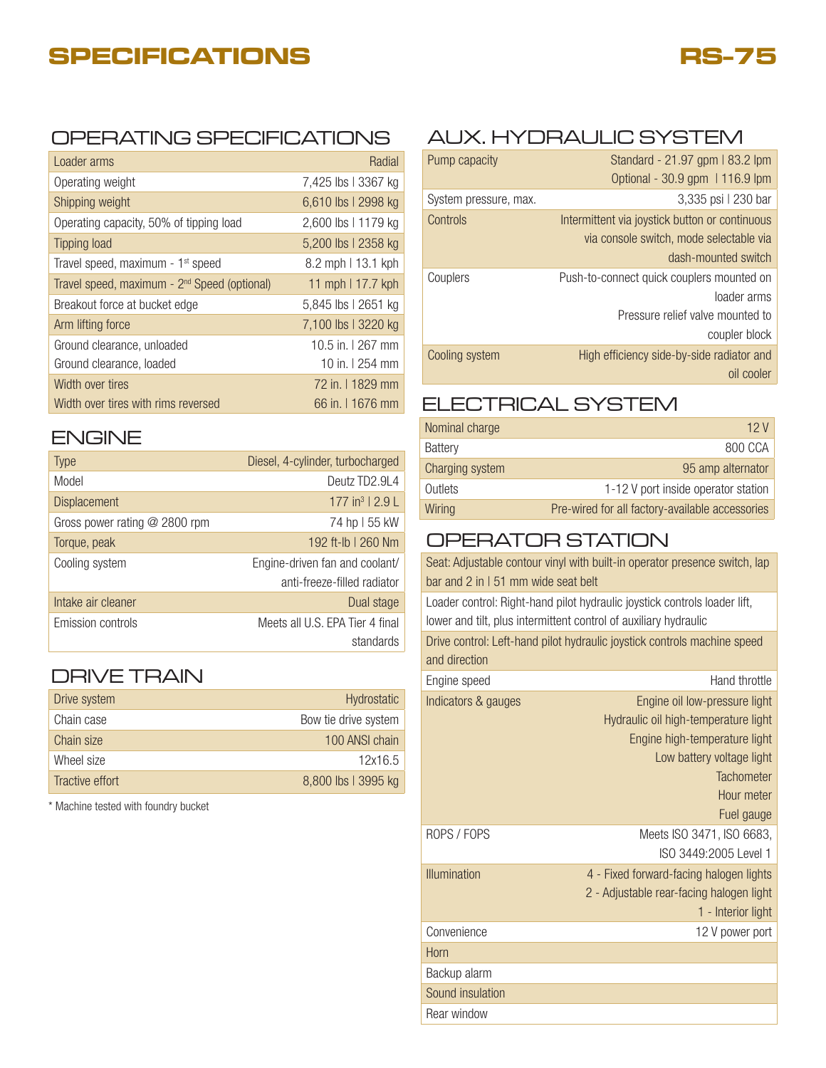# SPECIFICATIONS

# RS-75

## OPERATING SPECIFICATIONS

| | |
|---|---|
| Loader arms | Radial |
| Operating weight | 7,425 lbs \| 3367 kg |
| Shipping weight | 6,610 lbs \| 2998 kg |
| Operating capacity, 50% of tipping load | 2,600 lbs \| 1179 kg |
| Tipping load | 5,200 lbs \| 2358 kg |
| Travel speed, maximum - 1st speed | 8.2 mph \| 13.1 kph |
| Travel speed, maximum - 2nd Speed (optional) | 11 mph \| 17.7 kph |
| Breakout force at bucket edge | 5,845 lbs \| 2651 kg |
| Arm lifting force | 7,100 lbs \| 3220 kg |
| Ground clearance, unloaded | 10.5 in. \| 267 mm |
| Ground clearance, loaded | 10 in. \| 254 mm |
| Width over tires | 72 in. \| 1829 mm |
| Width over tires with rims reversed | 66 in. \| 1676 mm |

## ENGINE

| | |
|---|---|
| Type | Diesel, 4-cylinder, turbocharged |
| Model | Deutz TD2.9L4 |
| Displacement | 177 in³ \| 2.9 L |
| Gross power rating @ 2800 rpm | 74 hp \| 55 kW |
| Torque, peak | 192 ft-lb \| 260 Nm |
| Cooling system | Engine-driven fan and coolant/ anti-freeze-filled radiator |
| Intake air cleaner | Dual stage |
| Emission controls | Meets all U.S. EPA Tier 4 final standards |

## DRIVE TRAIN

| | |
|---|---|
| Drive system | Hydrostatic |
| Chain case | Bow tie drive system |
| Chain size | 100 ANSI chain |
| Wheel size | 12x16.5 |
| Tractive effort | 8,800 lbs \| 3995 kg |

* Machine tested with foundry bucket

## AUX. HYDRAULIC SYSTEM

| | |
|---|---|
| Pump capacity | Standard - 21.97 gpm \| 83.2 lpm<br>Optional - 30.9 gpm \| 116.9 lpm |
| System pressure, max. | 3,335 psi \| 230 bar |
| Controls | Intermittent via joystick button or continuous via console switch, mode selectable via dash-mounted switch |
| Couplers | Push-to-connect quick couplers mounted on loader arms<br>Pressure relief valve mounted to coupler block |
| Cooling system | High efficiency side-by-side radiator and oil cooler |

## ELECTRICAL SYSTEM

| | |
|---|---|
| Nominal charge | 12 V |
| Battery | 800 CCA |
| Charging system | 95 amp alternator |
| Outlets | 1-12 V port inside operator station |
| Wiring | Pre-wired for all factory-available accessories |

## OPERATOR STATION

Seat: Adjustable contour vinyl with built-in operator presence switch, lap bar and 2 in | 51 mm wide seat belt

Loader control: Right-hand pilot hydraulic joystick controls loader lift, lower and tilt, plus intermittent control of auxiliary hydraulic

Drive control: Left-hand pilot hydraulic joystick controls machine speed and direction

| | |
|---|---|
| Engine speed | Hand throttle |
| Indicators & gauges | Engine oil low-pressure light<br>Hydraulic oil high-temperature light<br>Engine high-temperature light<br>Low battery voltage light<br>Tachometer<br>Hour meter<br>Fuel gauge |
| ROPS / FOPS | Meets ISO 3471, ISO 6683, ISO 3449:2005 Level 1 |
| Illumination | 4 - Fixed forward-facing halogen lights<br>2 - Adjustable rear-facing halogen light<br>1 - Interior light |
| Convenience | 12 V power port |
| Horn | |
| Backup alarm | |
| Sound insulation | |
| Rear window | |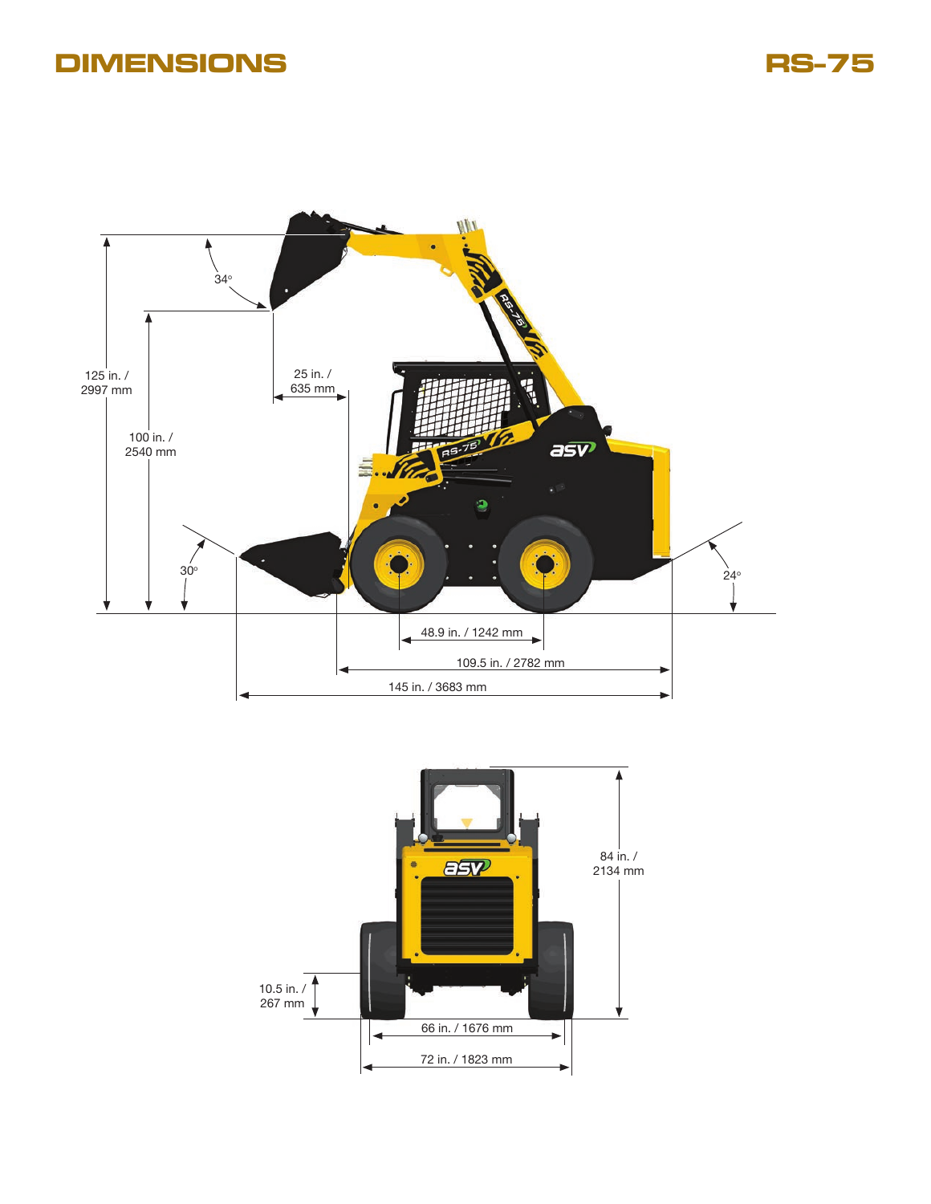# DIMENSIONS

# RS-75

125 in. / 2997 mm

34°

100 in. / 2540 mm

25 in. / 635 mm

30°

24°

48.9 in. / 1242 mm

109.5 in. / 2782 mm

145 in. / 3683 mm

84 in. / 2134 mm

10.5 in. / 267 mm

66 in. / 1676 mm

72 in. / 1823 mm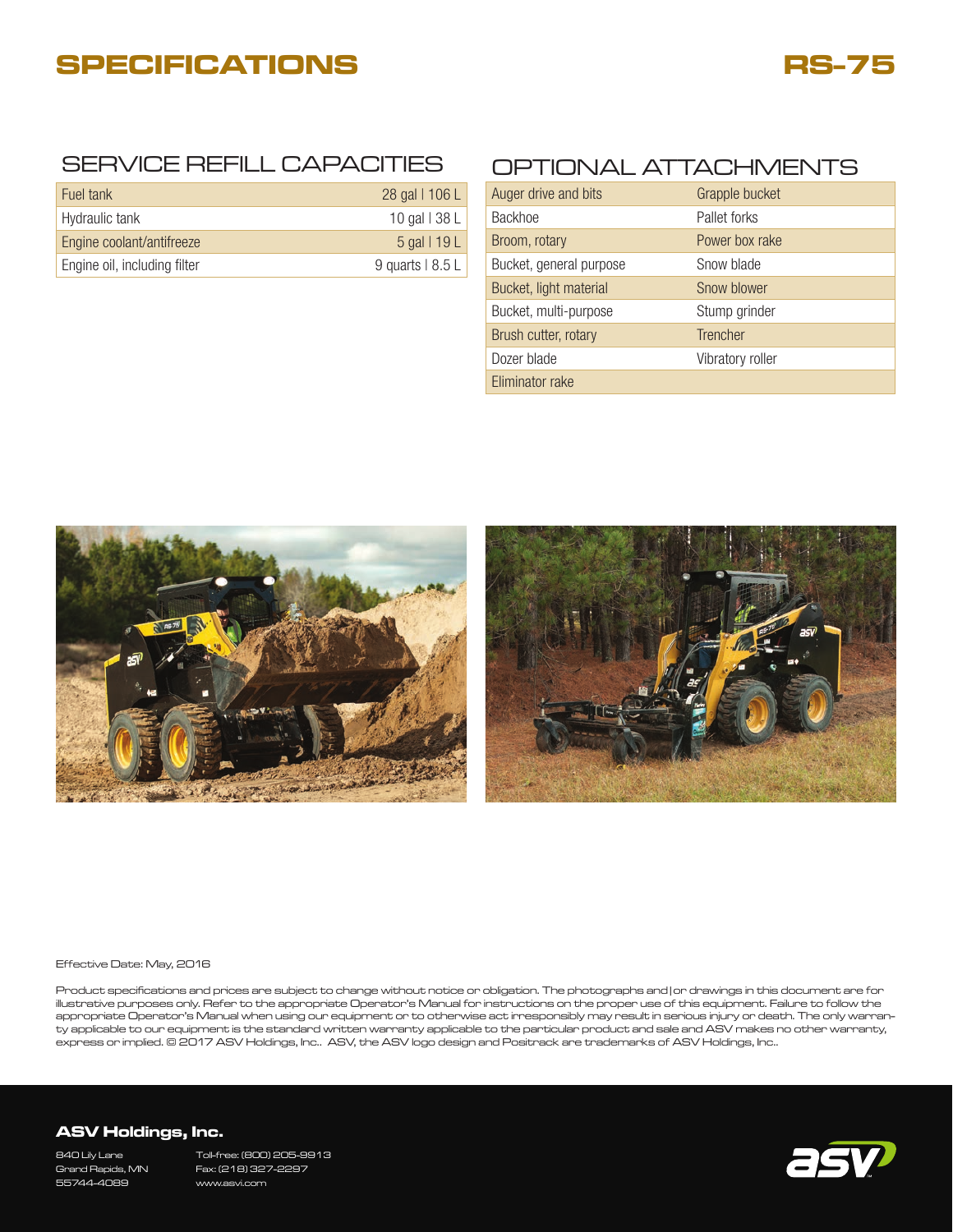# SPECIFICATIONS

## RS-75

### SERVICE REFILL CAPACITIES

| | |
|---|---|
| Fuel tank | 28 gal \| 106 L |
| Hydraulic tank | 10 gal \| 38 L |
| Engine coolant/antifreeze | 5 gal \| 19 L |
| Engine oil, including filter | 9 quarts \| 8.5 L |

### OPTIONAL ATTACHMENTS

| | |
|---|---|
| Auger drive and bits | Grapple bucket |
| Backhoe | Pallet forks |
| Broom, rotary | Power box rake |
| Bucket, general purpose | Snow blade |
| Bucket, light material | Snow blower |
| Bucket, multi-purpose | Stump grinder |
| Brush cutter, rotary | Trencher |
| Dozer blade | Vibratory roller |
| Eliminator rake | |

Effective Date: May, 2016

Product specifications and prices are subject to change without notice or obligation. The photographs and|or drawings in this document are for illustrative purposes only. Refer to the appropriate Operator's Manual for instructions on the proper use of this equipment. Failure to follow the appropriate Operator's Manual when using our equipment or to otherwise act irresponsibly may result in serious injury or death. The only warranty applicable to our equipment is the standard written warranty applicable to the particular product and sale and ASV makes no other warranty, express or implied. © 2017 ASV Holdings, Inc.. ASV, the ASV logo design and Positrack are trademarks of ASV Holdings, Inc..

**ASV Holdings, Inc.**

840 Lily Lane
Grand Rapids, MN
55744-4089

Toll-free: (800) 205-9913
Fax: (218) 327-2297
www.asvi.com